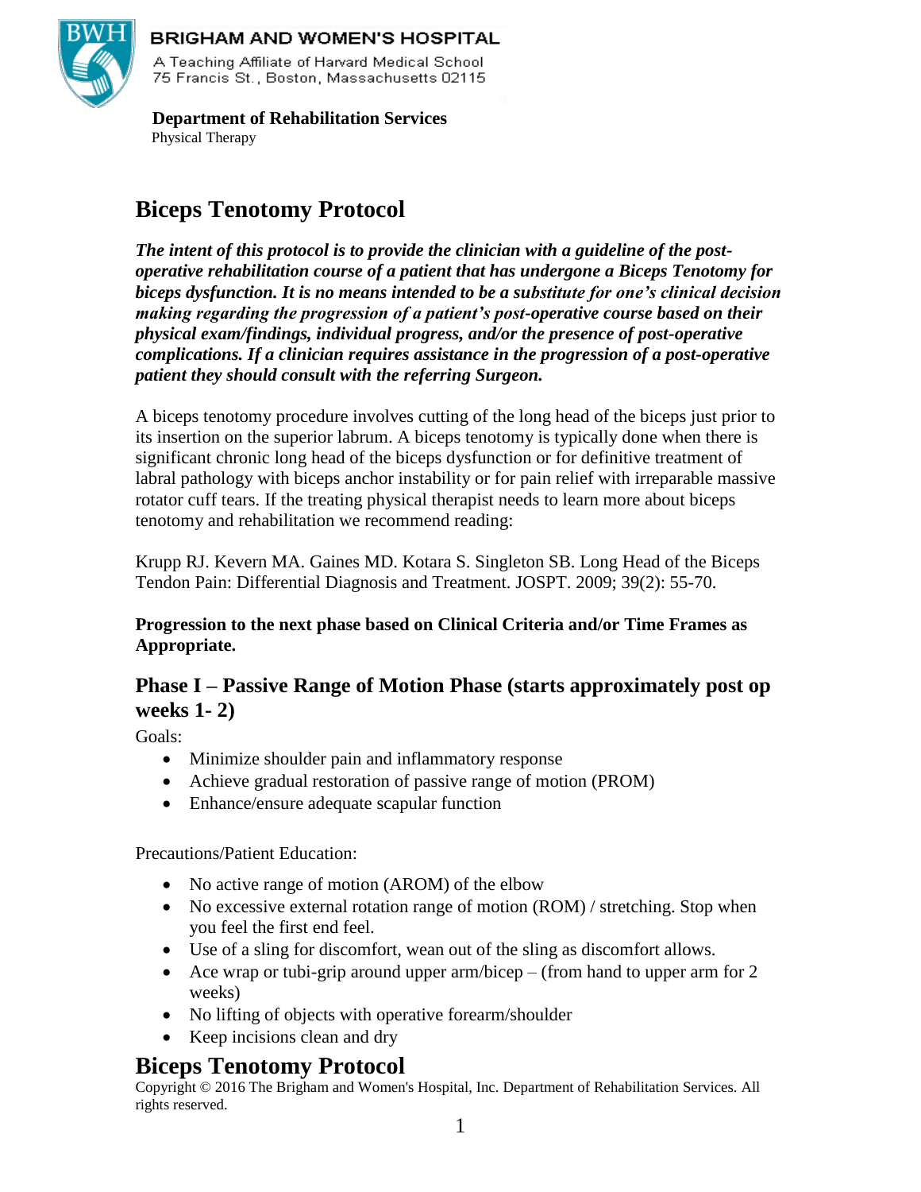BRIGHAM AND WOMEN'S HOSPITAL

A Teaching Affiliate of Harvard Medical School
75 Francis St., Boston, Massachusetts 02115

**Department of Rehabilitation Services**
Physical Therapy

# Biceps Tenotomy Protocol

***The intent of this protocol is to provide the clinician with a guideline of the post-operative rehabilitation course of a patient that has undergone a Biceps Tenotomy for biceps dysfunction. It is no means intended to be a substitute for one's clinical decision making regarding the progression of a patient's post-operative course based on their physical exam/findings, individual progress, and/or the presence of post-operative complications. If a clinician requires assistance in the progression of a post-operative patient they should consult with the referring Surgeon.***

A biceps tenotomy procedure involves cutting of the long head of the biceps just prior to its insertion on the superior labrum. A biceps tenotomy is typically done when there is significant chronic long head of the biceps dysfunction or for definitive treatment of labral pathology with biceps anchor instability or for pain relief with irreparable massive rotator cuff tears. If the treating physical therapist needs to learn more about biceps tenotomy and rehabilitation we recommend reading:

Krupp RJ. Kevern MA. Gaines MD. Kotara S. Singleton SB. Long Head of the Biceps Tendon Pain: Differential Diagnosis and Treatment. JOSPT. 2009; 39(2): 55-70.

**Progression to the next phase based on Clinical Criteria and/or Time Frames as Appropriate.**

## Phase I – Passive Range of Motion Phase (starts approximately post op weeks 1- 2)

Goals:

- Minimize shoulder pain and inflammatory response
- Achieve gradual restoration of passive range of motion (PROM)
- Enhance/ensure adequate scapular function

Precautions/Patient Education:

- No active range of motion (AROM) of the elbow
- No excessive external rotation range of motion (ROM) / stretching. Stop when you feel the first end feel.
- Use of a sling for discomfort, wean out of the sling as discomfort allows.
- Ace wrap or tubi-grip around upper arm/bicep – (from hand to upper arm for 2 weeks)
- No lifting of objects with operative forearm/shoulder
- Keep incisions clean and dry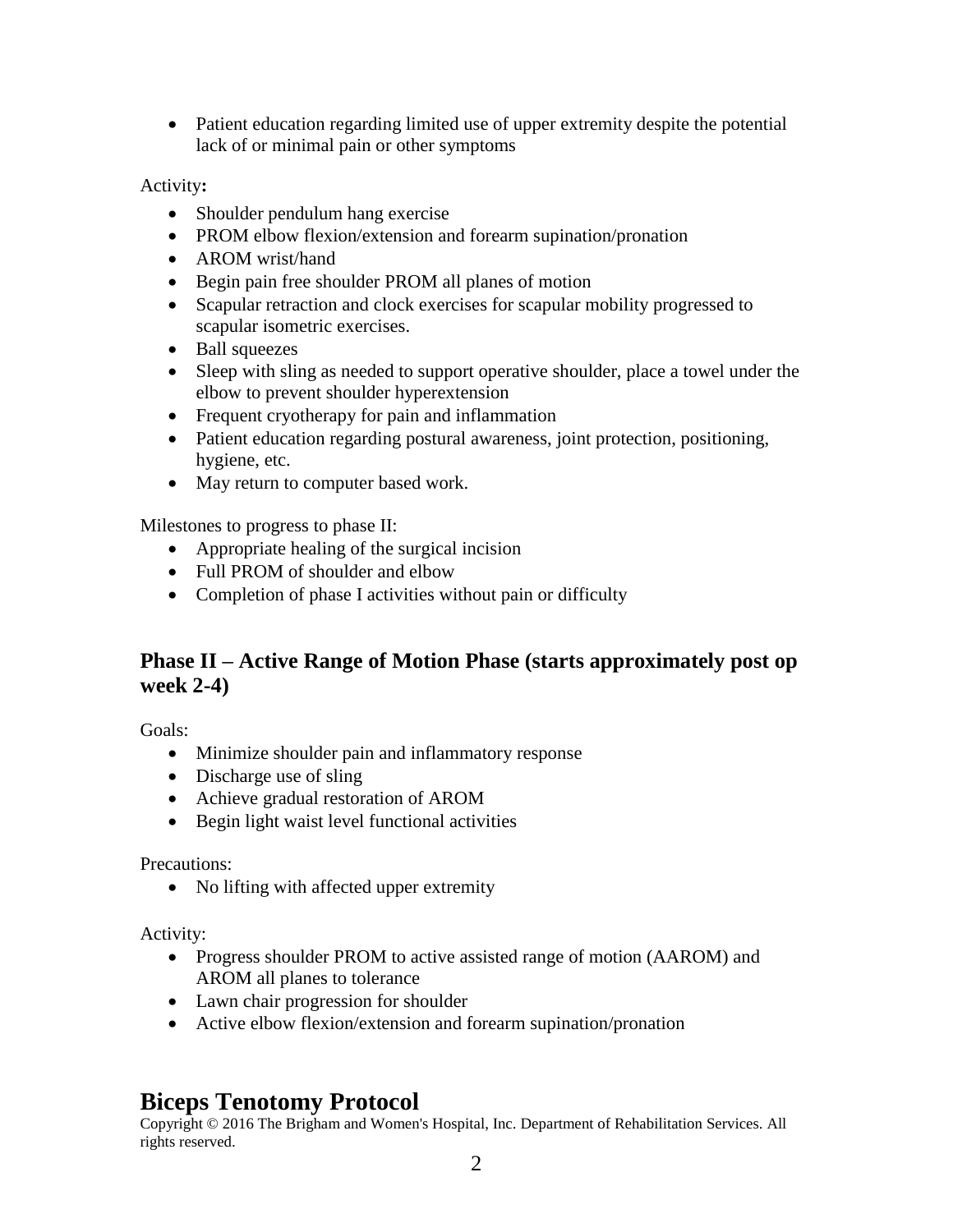- Patient education regarding limited use of upper extremity despite the potential lack of or minimal pain or other symptoms

Activity**:**

- Shoulder pendulum hang exercise
- PROM elbow flexion/extension and forearm supination/pronation
- AROM wrist/hand
- Begin pain free shoulder PROM all planes of motion
- Scapular retraction and clock exercises for scapular mobility progressed to scapular isometric exercises.
- Ball squeezes
- Sleep with sling as needed to support operative shoulder, place a towel under the elbow to prevent shoulder hyperextension
- Frequent cryotherapy for pain and inflammation
- Patient education regarding postural awareness, joint protection, positioning, hygiene, etc.
- May return to computer based work.

Milestones to progress to phase II:

- Appropriate healing of the surgical incision
- Full PROM of shoulder and elbow
- Completion of phase I activities without pain or difficulty

## Phase II – Active Range of Motion Phase (starts approximately post op week 2-4)

Goals:

- Minimize shoulder pain and inflammatory response
- Discharge use of sling
- Achieve gradual restoration of AROM
- Begin light waist level functional activities

Precautions:

- No lifting with affected upper extremity

Activity:

- Progress shoulder PROM to active assisted range of motion (AAROM) and AROM all planes to tolerance
- Lawn chair progression for shoulder
- Active elbow flexion/extension and forearm supination/pronation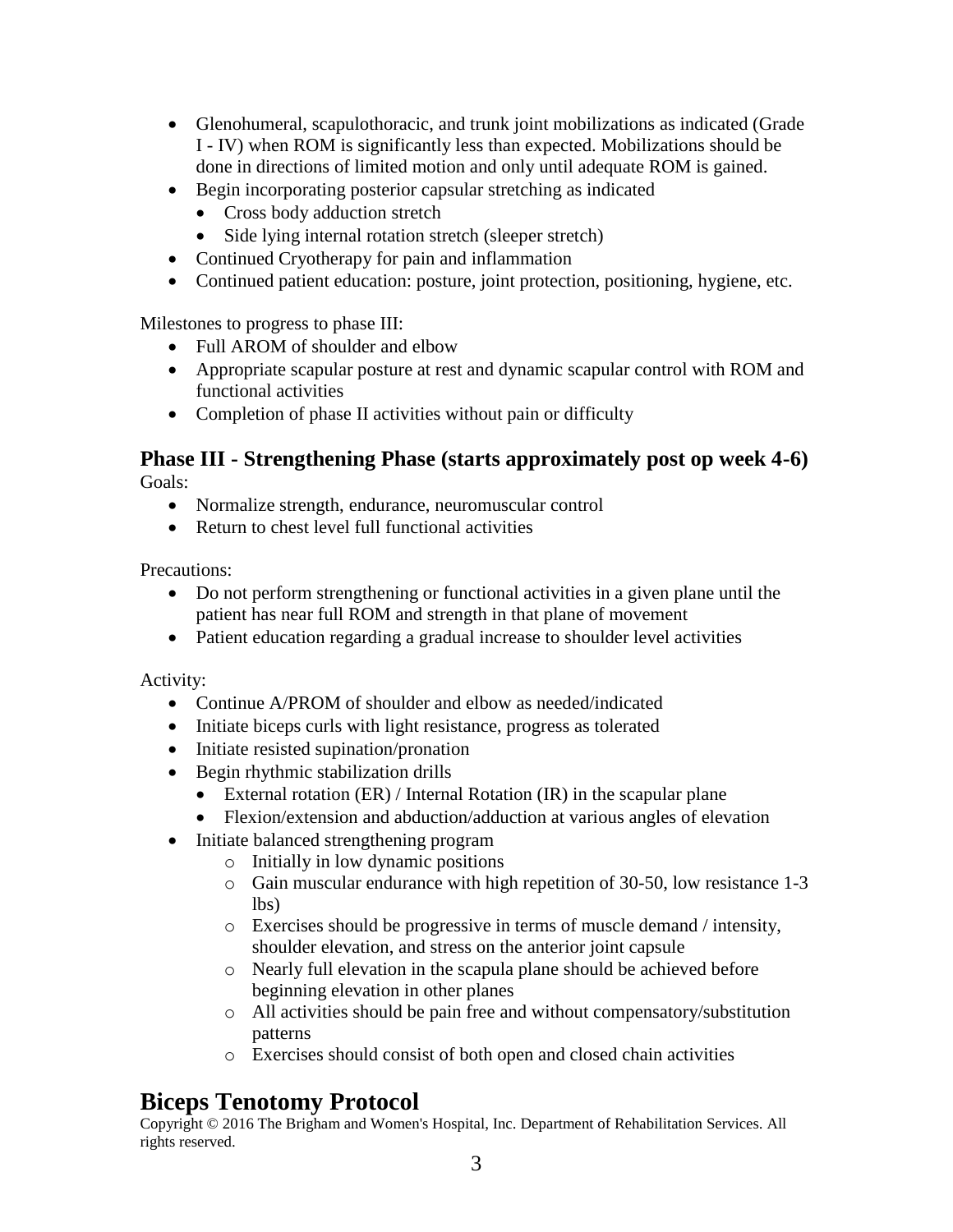- Glenohumeral, scapulothoracic, and trunk joint mobilizations as indicated (Grade I - IV) when ROM is significantly less than expected. Mobilizations should be done in directions of limited motion and only until adequate ROM is gained.
- Begin incorporating posterior capsular stretching as indicated
  - Cross body adduction stretch
  - Side lying internal rotation stretch (sleeper stretch)
- Continued Cryotherapy for pain and inflammation
- Continued patient education: posture, joint protection, positioning, hygiene, etc.

Milestones to progress to phase III:

- Full AROM of shoulder and elbow
- Appropriate scapular posture at rest and dynamic scapular control with ROM and functional activities
- Completion of phase II activities without pain or difficulty

## Phase III - Strengthening Phase (starts approximately post op week 4-6)

Goals:

- Normalize strength, endurance, neuromuscular control
- Return to chest level full functional activities

Precautions:

- Do not perform strengthening or functional activities in a given plane until the patient has near full ROM and strength in that plane of movement
- Patient education regarding a gradual increase to shoulder level activities

Activity:

- Continue A/PROM of shoulder and elbow as needed/indicated
- Initiate biceps curls with light resistance, progress as tolerated
- Initiate resisted supination/pronation
- Begin rhythmic stabilization drills
  - External rotation (ER) / Internal Rotation (IR) in the scapular plane
  - Flexion/extension and abduction/adduction at various angles of elevation
- Initiate balanced strengthening program
  - Initially in low dynamic positions
  - Gain muscular endurance with high repetition of 30-50, low resistance 1-3 lbs)
  - Exercises should be progressive in terms of muscle demand / intensity, shoulder elevation, and stress on the anterior joint capsule
  - Nearly full elevation in the scapula plane should be achieved before beginning elevation in other planes
  - All activities should be pain free and without compensatory/substitution patterns
  - Exercises should consist of both open and closed chain activities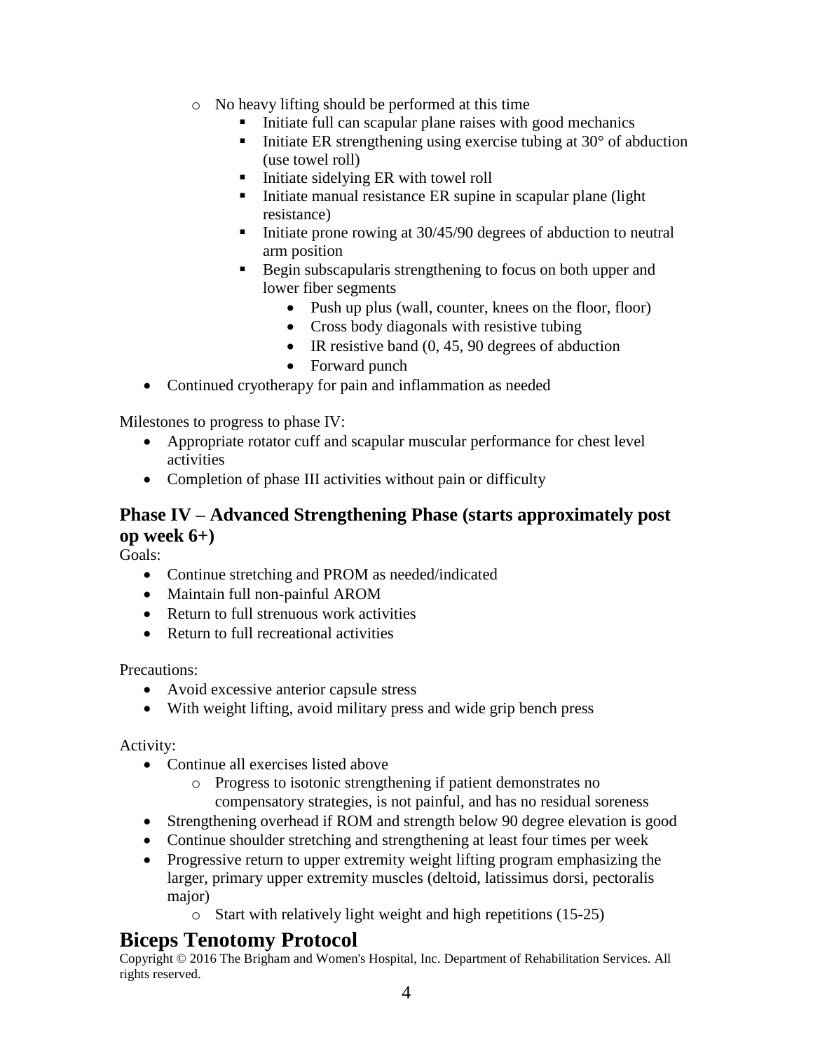- No heavy lifting should be performed at this time
  - Initiate full can scapular plane raises with good mechanics
  - Initiate ER strengthening using exercise tubing at 30° of abduction (use towel roll)
  - Initiate sidelying ER with towel roll
  - Initiate manual resistance ER supine in scapular plane (light resistance)
  - Initiate prone rowing at 30/45/90 degrees of abduction to neutral arm position
  - Begin subscapularis strengthening to focus on both upper and lower fiber segments
    - Push up plus (wall, counter, knees on the floor, floor)
    - Cross body diagonals with resistive tubing
    - IR resistive band (0, 45, 90 degrees of abduction
    - Forward punch
- Continued cryotherapy for pain and inflammation as needed

Milestones to progress to phase IV:

- Appropriate rotator cuff and scapular muscular performance for chest level activities
- Completion of phase III activities without pain or difficulty

## Phase IV – Advanced Strengthening Phase (starts approximately post op week 6+)

Goals:

- Continue stretching and PROM as needed/indicated
- Maintain full non-painful AROM
- Return to full strenuous work activities
- Return to full recreational activities

Precautions:

- Avoid excessive anterior capsule stress
- With weight lifting, avoid military press and wide grip bench press

Activity:

- Continue all exercises listed above
  - Progress to isotonic strengthening if patient demonstrates no compensatory strategies, is not painful, and has no residual soreness
- Strengthening overhead if ROM and strength below 90 degree elevation is good
- Continue shoulder stretching and strengthening at least four times per week
- Progressive return to upper extremity weight lifting program emphasizing the larger, primary upper extremity muscles (deltoid, latissimus dorsi, pectoralis major)
  - Start with relatively light weight and high repetitions (15-25)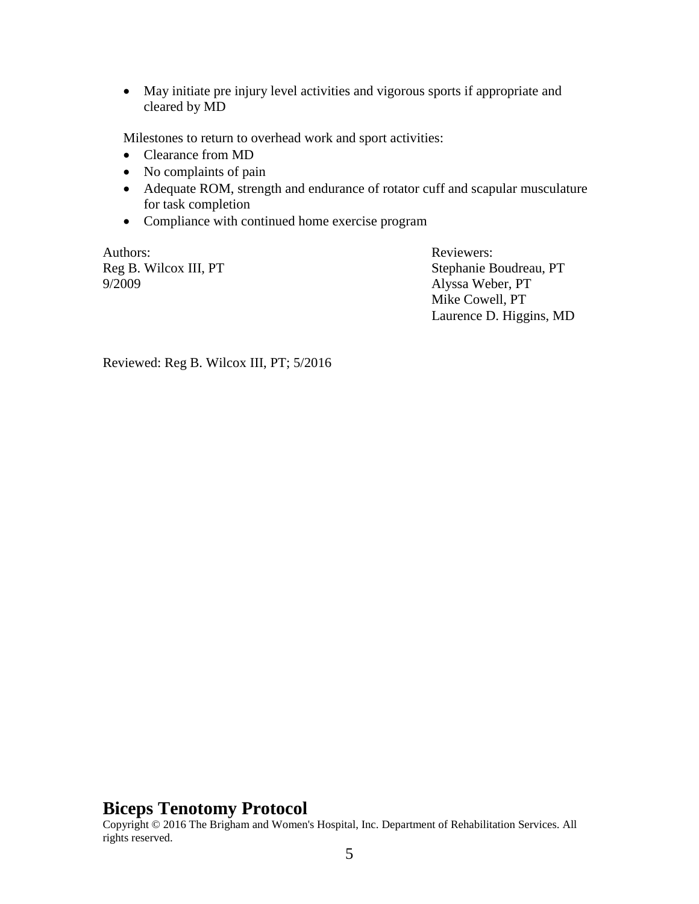- May initiate pre injury level activities and vigorous sports if appropriate and cleared by MD

Milestones to return to overhead work and sport activities:

- Clearance from MD
- No complaints of pain
- Adequate ROM, strength and endurance of rotator cuff and scapular musculature for task completion
- Compliance with continued home exercise program

Authors:
Reg B. Wilcox III, PT
9/2009

Reviewers:
Stephanie Boudreau, PT
Alyssa Weber, PT
Mike Cowell, PT
Laurence D. Higgins, MD

Reviewed: Reg B. Wilcox III, PT; 5/2016